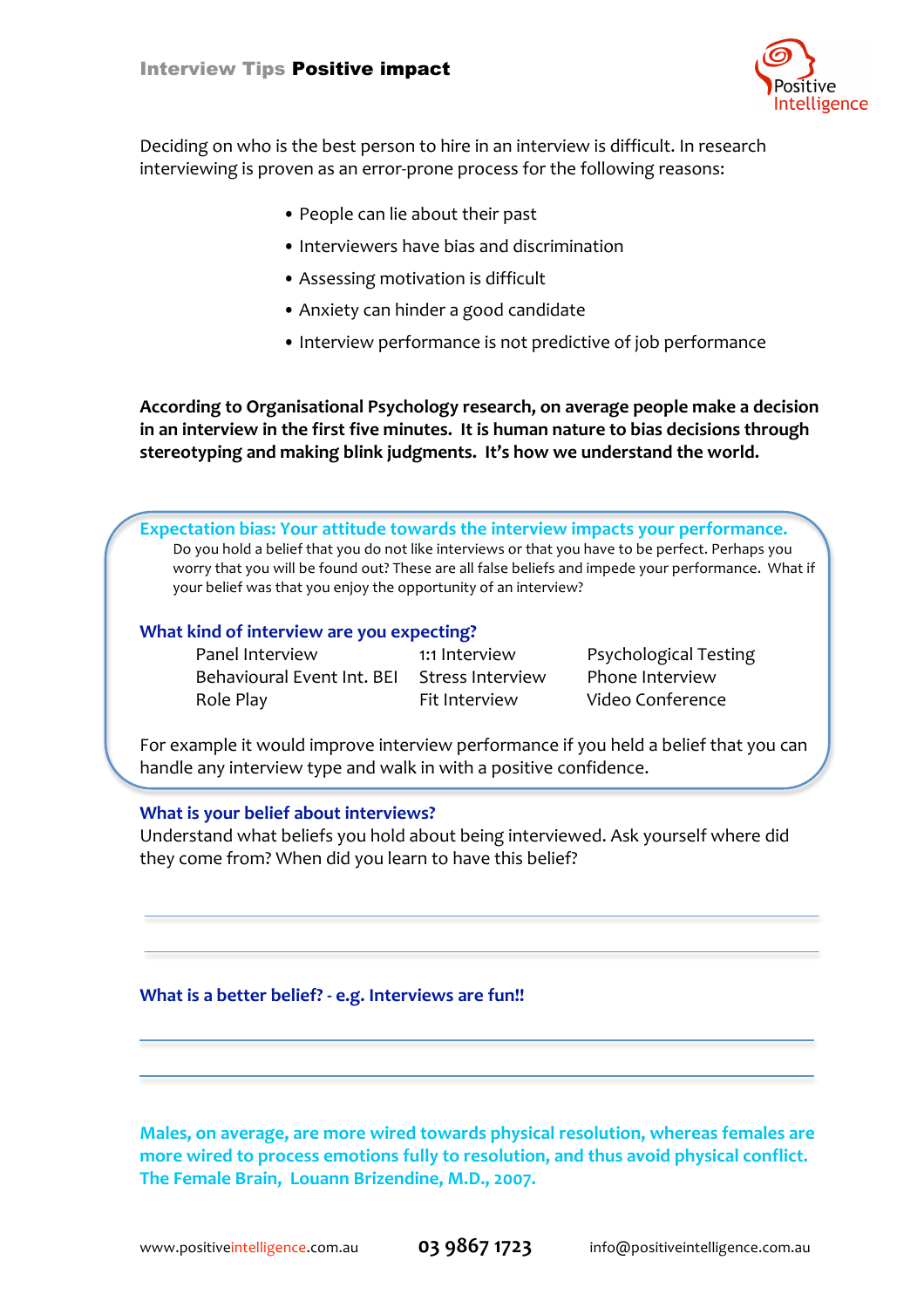# Interview Tips **Positive impact**

Deciding on who is the best person to hire in an interview is difficult. In research interviewing is proven as an error-prone process for the following reasons:

- People can lie about their past
- Interviewers have bias and discrimination
- Assessing motivation is difficult
- Anxiety can hinder a good candidate
- Interview performance is not predictive of job performance

**According to Organisational Psychology research, on average people make a decision in an interview in the first five minutes. It is human nature to bias decisions through stereotyping and making blink judgments. It's how we understand the world.**

**Expectation bias: Your attitude towards the interview impacts your performance.**

Do you hold a belief that you do not like interviews or that you have to be perfect. Perhaps you worry that you will be found out? These are all false beliefs and impede your performance. What if your belief was that you enjoy the opportunity of an interview?

### What kind of interview are you expecting?

| | | |
|---|---|---|
| Panel Interview | 1:1 Interview | Psychological Testing |
| Behavioural Event Int. BEI | Stress Interview | Phone Interview |
| Role Play | Fit Interview | Video Conference |

For example it would improve interview performance if you held a belief that you can handle any interview type and walk in with a positive confidence.

### What is your belief about interviews?

Understand what beliefs you hold about being interviewed. Ask yourself where did they come from? When did you learn to have this belief?

___

___

### What is a better belief? - e.g. Interviews are fun!!

___

___

**Males, on average, are more wired towards physical resolution, whereas females are more wired to process emotions fully to resolution, and thus avoid physical conflict. The Female Brain, Louann Brizendine, M.D., 2007.**

www.positiveintelligence.com.au **03 9867 1723** info@positiveintelligence.com.au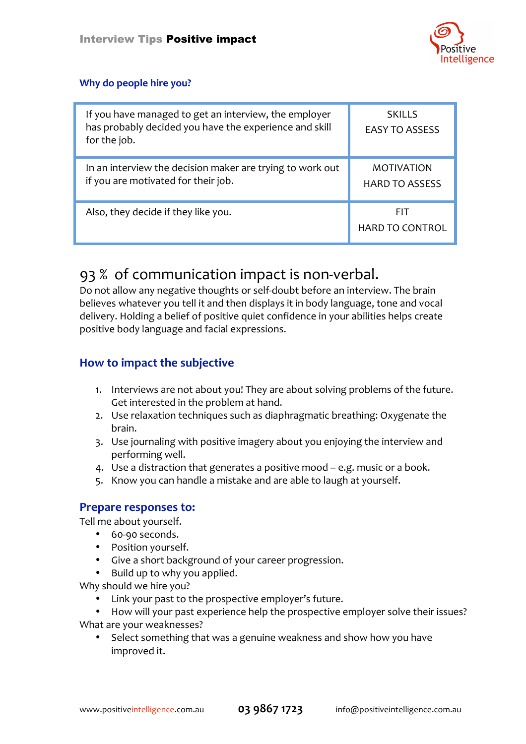Interview Tips **Positive impact**

## Why do people hire you?

| | |
|---|---|
| If you have managed to get an interview, the employer has probably decided you have the experience and skill for the job. | SKILLS<br>EASY TO ASSESS |
| In an interview the decision maker are trying to work out if you are motivated for their job. | MOTIVATION<br>HARD TO ASSESS |
| Also, they decide if they like you. | FIT<br>HARD TO CONTROL |

## 93 % of communication impact is non-verbal.

Do not allow any negative thoughts or self-doubt before an interview. The brain believes whatever you tell it and then displays it in body language, tone and vocal delivery. Holding a belief of positive quiet confidence in your abilities helps create positive body language and facial expressions.

## How to impact the subjective

1. Interviews are not about you! They are about solving problems of the future. Get interested in the problem at hand.
2. Use relaxation techniques such as diaphragmatic breathing: Oxygenate the brain.
3. Use journaling with positive imagery about you enjoying the interview and performing well.
4. Use a distraction that generates a positive mood – e.g. music or a book.
5. Know you can handle a mistake and are able to laugh at yourself.

## Prepare responses to:

Tell me about yourself.

- 60-90 seconds.
- Position yourself.
- Give a short background of your career progression.
- Build up to why you applied.

Why should we hire you?

- Link your past to the prospective employer's future.
- How will your past experience help the prospective employer solve their issues?

What are your weaknesses?

- Select something that was a genuine weakness and show how you have improved it.